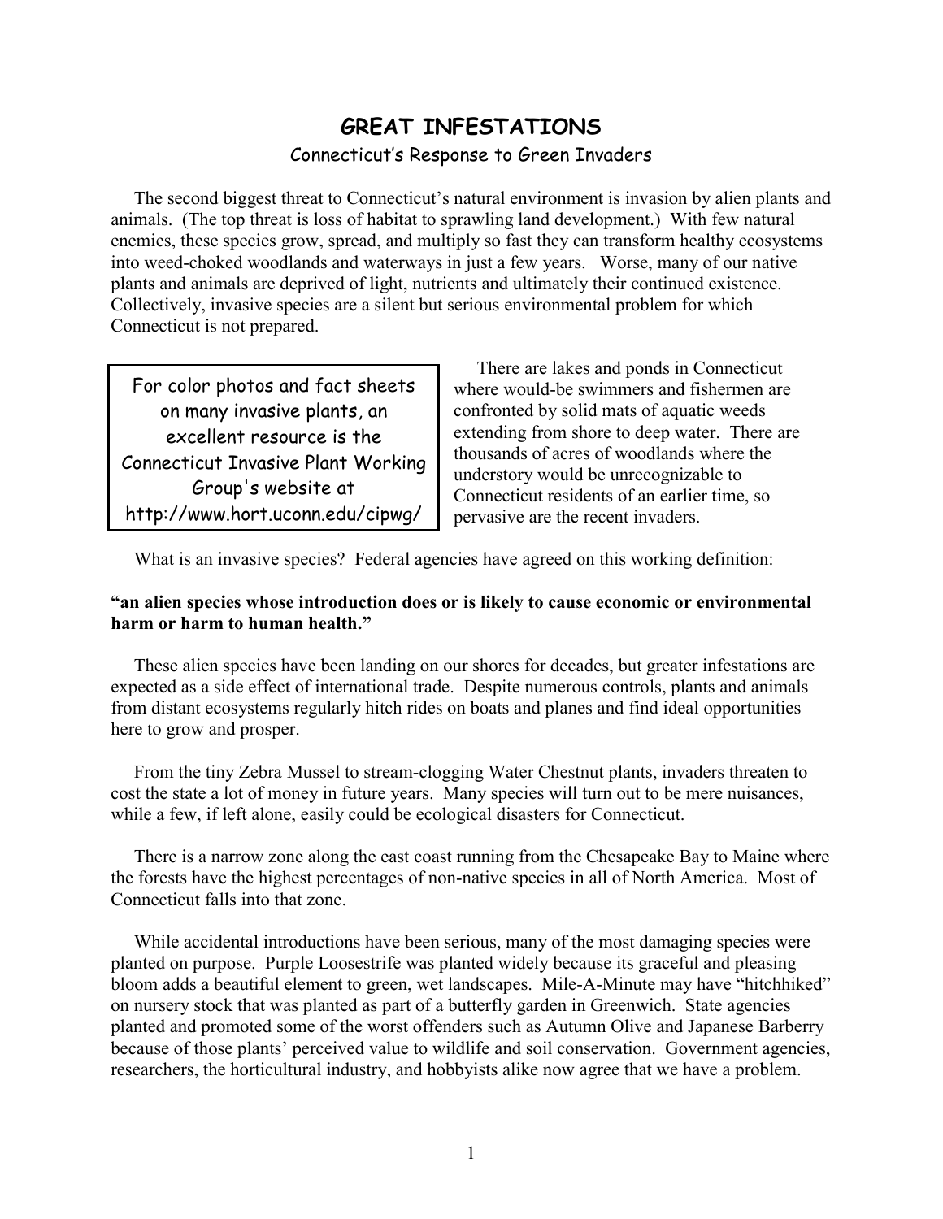# GREAT INFESTATIONS

## Connecticut's Response to Green Invaders

The second biggest threat to Connecticut's natural environment is invasion by alien plants and animals. (The top threat is loss of habitat to sprawling land development.) With few natural enemies, these species grow, spread, and multiply so fast they can transform healthy ecosystems into weed-choked woodlands and waterways in just a few years. Worse, many of our native plants and animals are deprived of light, nutrients and ultimately their continued existence. Collectively, invasive species are a silent but serious environmental problem for which Connecticut is not prepared.

> For color photos and fact sheets on many invasive plants, an excellent resource is the Connecticut Invasive Plant Working Group's website at http://www.hort.uconn.edu/cipwg/

There are lakes and ponds in Connecticut where would-be swimmers and fishermen are confronted by solid mats of aquatic weeds extending from shore to deep water. There are thousands of acres of woodlands where the understory would be unrecognizable to Connecticut residents of an earlier time, so pervasive are the recent invaders.

What is an invasive species? Federal agencies have agreed on this working definition:

**"an alien species whose introduction does or is likely to cause economic or environmental harm or harm to human health."**

These alien species have been landing on our shores for decades, but greater infestations are expected as a side effect of international trade. Despite numerous controls, plants and animals from distant ecosystems regularly hitch rides on boats and planes and find ideal opportunities here to grow and prosper.

From the tiny Zebra Mussel to stream-clogging Water Chestnut plants, invaders threaten to cost the state a lot of money in future years. Many species will turn out to be mere nuisances, while a few, if left alone, easily could be ecological disasters for Connecticut.

There is a narrow zone along the east coast running from the Chesapeake Bay to Maine where the forests have the highest percentages of non-native species in all of North America. Most of Connecticut falls into that zone.

While accidental introductions have been serious, many of the most damaging species were planted on purpose. Purple Loosestrife was planted widely because its graceful and pleasing bloom adds a beautiful element to green, wet landscapes. Mile-A-Minute may have "hitchhiked" on nursery stock that was planted as part of a butterfly garden in Greenwich. State agencies planted and promoted some of the worst offenders such as Autumn Olive and Japanese Barberry because of those plants' perceived value to wildlife and soil conservation. Government agencies, researchers, the horticultural industry, and hobbyists alike now agree that we have a problem.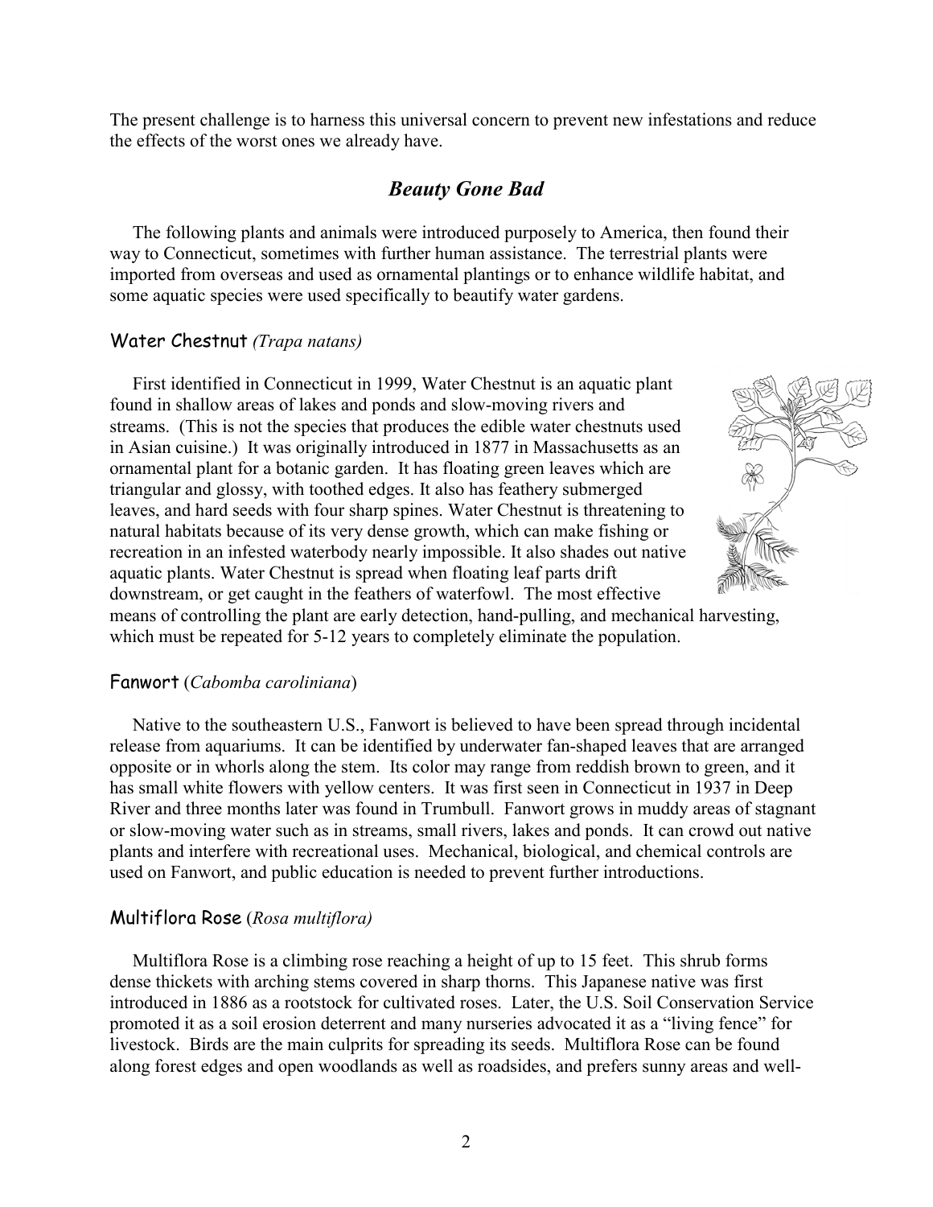The present challenge is to harness this universal concern to prevent new infestations and reduce the effects of the worst ones we already have.

## *Beauty Gone Bad*

The following plants and animals were introduced purposely to America, then found their way to Connecticut, sometimes with further human assistance. The terrestrial plants were imported from overseas and used as ornamental plantings or to enhance wildlife habitat, and some aquatic species were used specifically to beautify water gardens.

### Water Chestnut *(Trapa natans)*

First identified in Connecticut in 1999, Water Chestnut is an aquatic plant found in shallow areas of lakes and ponds and slow-moving rivers and streams. (This is not the species that produces the edible water chestnuts used in Asian cuisine.) It was originally introduced in 1877 in Massachusetts as an ornamental plant for a botanic garden. It has floating green leaves which are triangular and glossy, with toothed edges. It also has feathery submerged leaves, and hard seeds with four sharp spines. Water Chestnut is threatening to natural habitats because of its very dense growth, which can make fishing or recreation in an infested waterbody nearly impossible. It also shades out native aquatic plants. Water Chestnut is spread when floating leaf parts drift downstream, or get caught in the feathers of waterfowl. The most effective means of controlling the plant are early detection, hand-pulling, and mechanical harvesting, which must be repeated for 5-12 years to completely eliminate the population.

### Fanwort (*Cabomba caroliniana*)

Native to the southeastern U.S., Fanwort is believed to have been spread through incidental release from aquariums. It can be identified by underwater fan-shaped leaves that are arranged opposite or in whorls along the stem. Its color may range from reddish brown to green, and it has small white flowers with yellow centers. It was first seen in Connecticut in 1937 in Deep River and three months later was found in Trumbull. Fanwort grows in muddy areas of stagnant or slow-moving water such as in streams, small rivers, lakes and ponds. It can crowd out native plants and interfere with recreational uses. Mechanical, biological, and chemical controls are used on Fanwort, and public education is needed to prevent further introductions.

### Multiflora Rose (*Rosa multiflora)*

Multiflora Rose is a climbing rose reaching a height of up to 15 feet. This shrub forms dense thickets with arching stems covered in sharp thorns. This Japanese native was first introduced in 1886 as a rootstock for cultivated roses. Later, the U.S. Soil Conservation Service promoted it as a soil erosion deterrent and many nurseries advocated it as a "living fence" for livestock. Birds are the main culprits for spreading its seeds. Multiflora Rose can be found along forest edges and open woodlands as well as roadsides, and prefers sunny areas and well-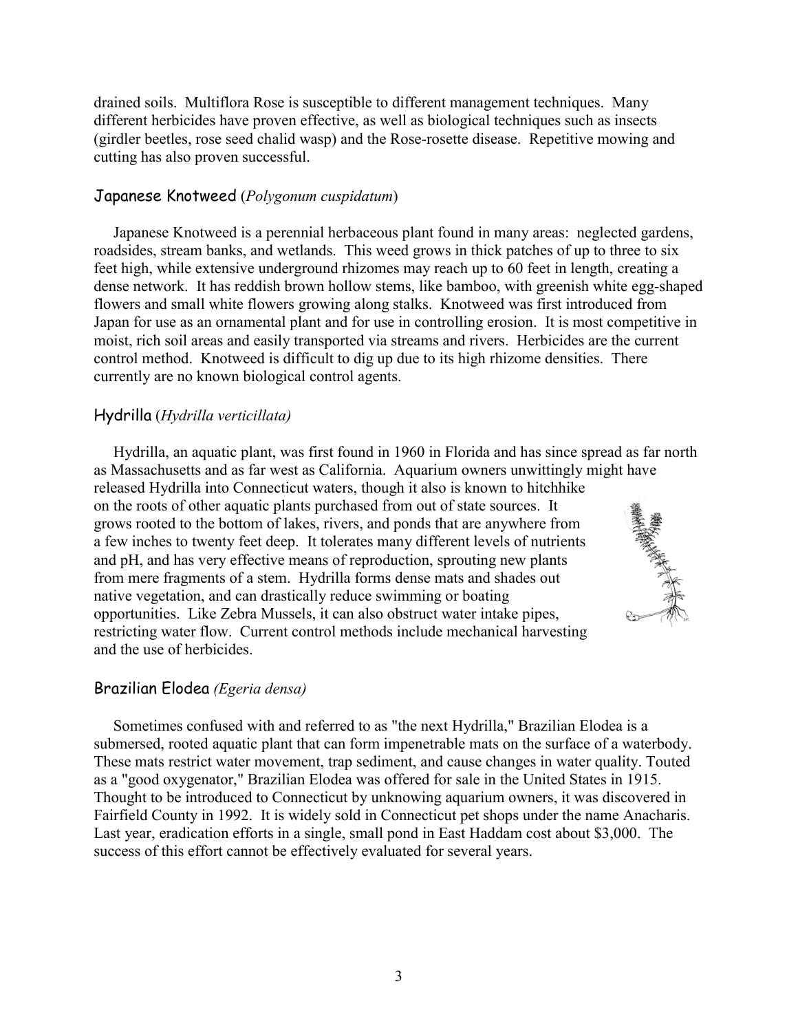drained soils. Multiflora Rose is susceptible to different management techniques. Many different herbicides have proven effective, as well as biological techniques such as insects (girdler beetles, rose seed chalid wasp) and the Rose-rosette disease. Repetitive mowing and cutting has also proven successful.

## Japanese Knotweed (*Polygonum cuspidatum*)

Japanese Knotweed is a perennial herbaceous plant found in many areas: neglected gardens, roadsides, stream banks, and wetlands. This weed grows in thick patches of up to three to six feet high, while extensive underground rhizomes may reach up to 60 feet in length, creating a dense network. It has reddish brown hollow stems, like bamboo, with greenish white egg-shaped flowers and small white flowers growing along stalks. Knotweed was first introduced from Japan for use as an ornamental plant and for use in controlling erosion. It is most competitive in moist, rich soil areas and easily transported via streams and rivers. Herbicides are the current control method. Knotweed is difficult to dig up due to its high rhizome densities. There currently are no known biological control agents.

## Hydrilla (*Hydrilla verticillata)*

Hydrilla, an aquatic plant, was first found in 1960 in Florida and has since spread as far north as Massachusetts and as far west as California. Aquarium owners unwittingly might have released Hydrilla into Connecticut waters, though it also is known to hitchhike on the roots of other aquatic plants purchased from out of state sources. It grows rooted to the bottom of lakes, rivers, and ponds that are anywhere from a few inches to twenty feet deep. It tolerates many different levels of nutrients and pH, and has very effective means of reproduction, sprouting new plants from mere fragments of a stem. Hydrilla forms dense mats and shades out native vegetation, and can drastically reduce swimming or boating opportunities. Like Zebra Mussels, it can also obstruct water intake pipes, restricting water flow. Current control methods include mechanical harvesting and the use of herbicides.

## Brazilian Elodea *(Egeria densa)*

Sometimes confused with and referred to as "the next Hydrilla," Brazilian Elodea is a submersed, rooted aquatic plant that can form impenetrable mats on the surface of a waterbody. These mats restrict water movement, trap sediment, and cause changes in water quality. Touted as a "good oxygenator," Brazilian Elodea was offered for sale in the United States in 1915. Thought to be introduced to Connecticut by unknowing aquarium owners, it was discovered in Fairfield County in 1992. It is widely sold in Connecticut pet shops under the name Anacharis. Last year, eradication efforts in a single, small pond in East Haddam cost about $3,000. The success of this effort cannot be effectively evaluated for several years.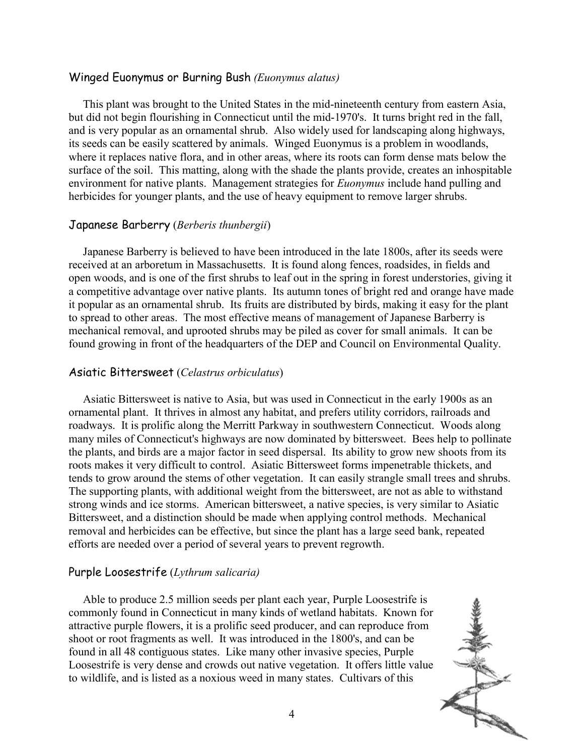### Winged Euonymus or Burning Bush *(Euonymus alatus)*

This plant was brought to the United States in the mid-nineteenth century from eastern Asia, but did not begin flourishing in Connecticut until the mid-1970's. It turns bright red in the fall, and is very popular as an ornamental shrub. Also widely used for landscaping along highways, its seeds can be easily scattered by animals. Winged Euonymus is a problem in woodlands, where it replaces native flora, and in other areas, where its roots can form dense mats below the surface of the soil. This matting, along with the shade the plants provide, creates an inhospitable environment for native plants. Management strategies for *Euonymus* include hand pulling and herbicides for younger plants, and the use of heavy equipment to remove larger shrubs.

### Japanese Barberry (*Berberis thunbergii*)

Japanese Barberry is believed to have been introduced in the late 1800s, after its seeds were received at an arboretum in Massachusetts. It is found along fences, roadsides, in fields and open woods, and is one of the first shrubs to leaf out in the spring in forest understories, giving it a competitive advantage over native plants. Its autumn tones of bright red and orange have made it popular as an ornamental shrub. Its fruits are distributed by birds, making it easy for the plant to spread to other areas. The most effective means of management of Japanese Barberry is mechanical removal, and uprooted shrubs may be piled as cover for small animals. It can be found growing in front of the headquarters of the DEP and Council on Environmental Quality.

### Asiatic Bittersweet (*Celastrus orbiculatus*)

Asiatic Bittersweet is native to Asia, but was used in Connecticut in the early 1900s as an ornamental plant. It thrives in almost any habitat, and prefers utility corridors, railroads and roadways. It is prolific along the Merritt Parkway in southwestern Connecticut. Woods along many miles of Connecticut's highways are now dominated by bittersweet. Bees help to pollinate the plants, and birds are a major factor in seed dispersal. Its ability to grow new shoots from its roots makes it very difficult to control. Asiatic Bittersweet forms impenetrable thickets, and tends to grow around the stems of other vegetation. It can easily strangle small trees and shrubs. The supporting plants, with additional weight from the bittersweet, are not as able to withstand strong winds and ice storms. American bittersweet, a native species, is very similar to Asiatic Bittersweet, and a distinction should be made when applying control methods. Mechanical removal and herbicides can be effective, but since the plant has a large seed bank, repeated efforts are needed over a period of several years to prevent regrowth.

### Purple Loosestrife (*Lythrum salicaria)*

Able to produce 2.5 million seeds per plant each year, Purple Loosestrife is commonly found in Connecticut in many kinds of wetland habitats. Known for attractive purple flowers, it is a prolific seed producer, and can reproduce from shoot or root fragments as well. It was introduced in the 1800's, and can be found in all 48 contiguous states. Like many other invasive species, Purple Loosestrife is very dense and crowds out native vegetation. It offers little value to wildlife, and is listed as a noxious weed in many states. Cultivars of this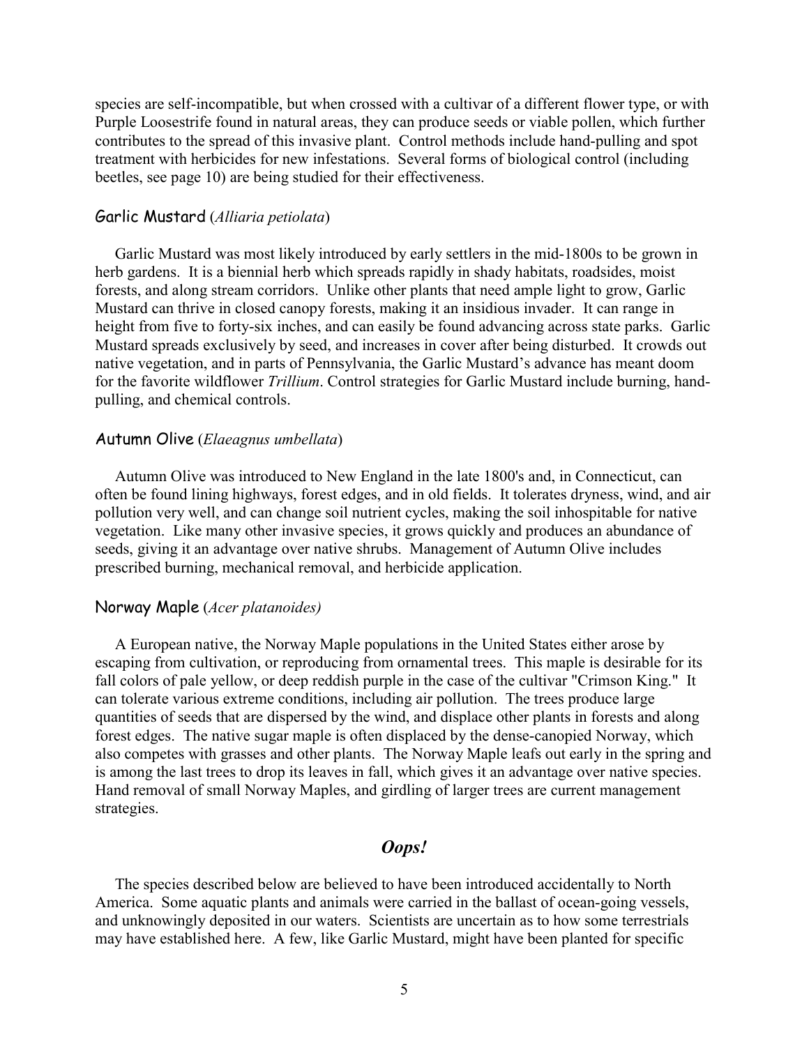species are self-incompatible, but when crossed with a cultivar of a different flower type, or with Purple Loosestrife found in natural areas, they can produce seeds or viable pollen, which further contributes to the spread of this invasive plant. Control methods include hand-pulling and spot treatment with herbicides for new infestations. Several forms of biological control (including beetles, see page 10) are being studied for their effectiveness.

### Garlic Mustard (*Alliaria petiolata*)

Garlic Mustard was most likely introduced by early settlers in the mid-1800s to be grown in herb gardens. It is a biennial herb which spreads rapidly in shady habitats, roadsides, moist forests, and along stream corridors. Unlike other plants that need ample light to grow, Garlic Mustard can thrive in closed canopy forests, making it an insidious invader. It can range in height from five to forty-six inches, and can easily be found advancing across state parks. Garlic Mustard spreads exclusively by seed, and increases in cover after being disturbed. It crowds out native vegetation, and in parts of Pennsylvania, the Garlic Mustard's advance has meant doom for the favorite wildflower *Trillium*. Control strategies for Garlic Mustard include burning, hand-pulling, and chemical controls.

### Autumn Olive (*Elaeagnus umbellata*)

Autumn Olive was introduced to New England in the late 1800's and, in Connecticut, can often be found lining highways, forest edges, and in old fields. It tolerates dryness, wind, and air pollution very well, and can change soil nutrient cycles, making the soil inhospitable for native vegetation. Like many other invasive species, it grows quickly and produces an abundance of seeds, giving it an advantage over native shrubs. Management of Autumn Olive includes prescribed burning, mechanical removal, and herbicide application.

### Norway Maple (*Acer platanoides)*

A European native, the Norway Maple populations in the United States either arose by escaping from cultivation, or reproducing from ornamental trees. This maple is desirable for its fall colors of pale yellow, or deep reddish purple in the case of the cultivar "Crimson King." It can tolerate various extreme conditions, including air pollution. The trees produce large quantities of seeds that are dispersed by the wind, and displace other plants in forests and along forest edges. The native sugar maple is often displaced by the dense-canopied Norway, which also competes with grasses and other plants. The Norway Maple leafs out early in the spring and is among the last trees to drop its leaves in fall, which gives it an advantage over native species. Hand removal of small Norway Maples, and girdling of larger trees are current management strategies.

## *Oops!*

The species described below are believed to have been introduced accidentally to North America. Some aquatic plants and animals were carried in the ballast of ocean-going vessels, and unknowingly deposited in our waters. Scientists are uncertain as to how some terrestrials may have established here. A few, like Garlic Mustard, might have been planted for specific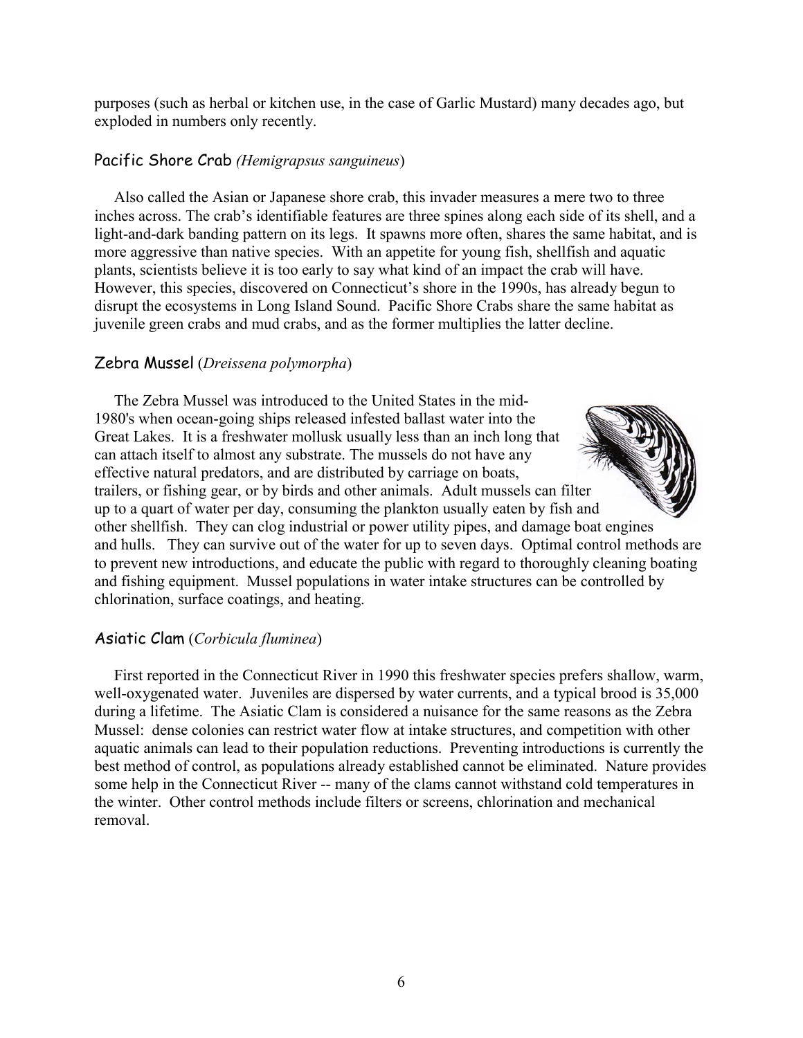purposes (such as herbal or kitchen use, in the case of Garlic Mustard) many decades ago, but exploded in numbers only recently.

### Pacific Shore Crab *(Hemigrapsus sanguineus*)

Also called the Asian or Japanese shore crab, this invader measures a mere two to three inches across. The crab's identifiable features are three spines along each side of its shell, and a light-and-dark banding pattern on its legs. It spawns more often, shares the same habitat, and is more aggressive than native species. With an appetite for young fish, shellfish and aquatic plants, scientists believe it is too early to say what kind of an impact the crab will have. However, this species, discovered on Connecticut's shore in the 1990s, has already begun to disrupt the ecosystems in Long Island Sound. Pacific Shore Crabs share the same habitat as juvenile green crabs and mud crabs, and as the former multiplies the latter decline.

### Zebra Mussel (*Dreissena polymorpha*)

The Zebra Mussel was introduced to the United States in the mid-1980's when ocean-going ships released infested ballast water into the Great Lakes. It is a freshwater mollusk usually less than an inch long that can attach itself to almost any substrate. The mussels do not have any effective natural predators, and are distributed by carriage on boats, trailers, or fishing gear, or by birds and other animals. Adult mussels can filter up to a quart of water per day, consuming the plankton usually eaten by fish and other shellfish. They can clog industrial or power utility pipes, and damage boat engines and hulls. They can survive out of the water for up to seven days. Optimal control methods are to prevent new introductions, and educate the public with regard to thoroughly cleaning boating and fishing equipment. Mussel populations in water intake structures can be controlled by chlorination, surface coatings, and heating.

### Asiatic Clam (*Corbicula fluminea*)

First reported in the Connecticut River in 1990 this freshwater species prefers shallow, warm, well-oxygenated water. Juveniles are dispersed by water currents, and a typical brood is 35,000 during a lifetime. The Asiatic Clam is considered a nuisance for the same reasons as the Zebra Mussel: dense colonies can restrict water flow at intake structures, and competition with other aquatic animals can lead to their population reductions. Preventing introductions is currently the best method of control, as populations already established cannot be eliminated. Nature provides some help in the Connecticut River -- many of the clams cannot withstand cold temperatures in the winter. Other control methods include filters or screens, chlorination and mechanical removal.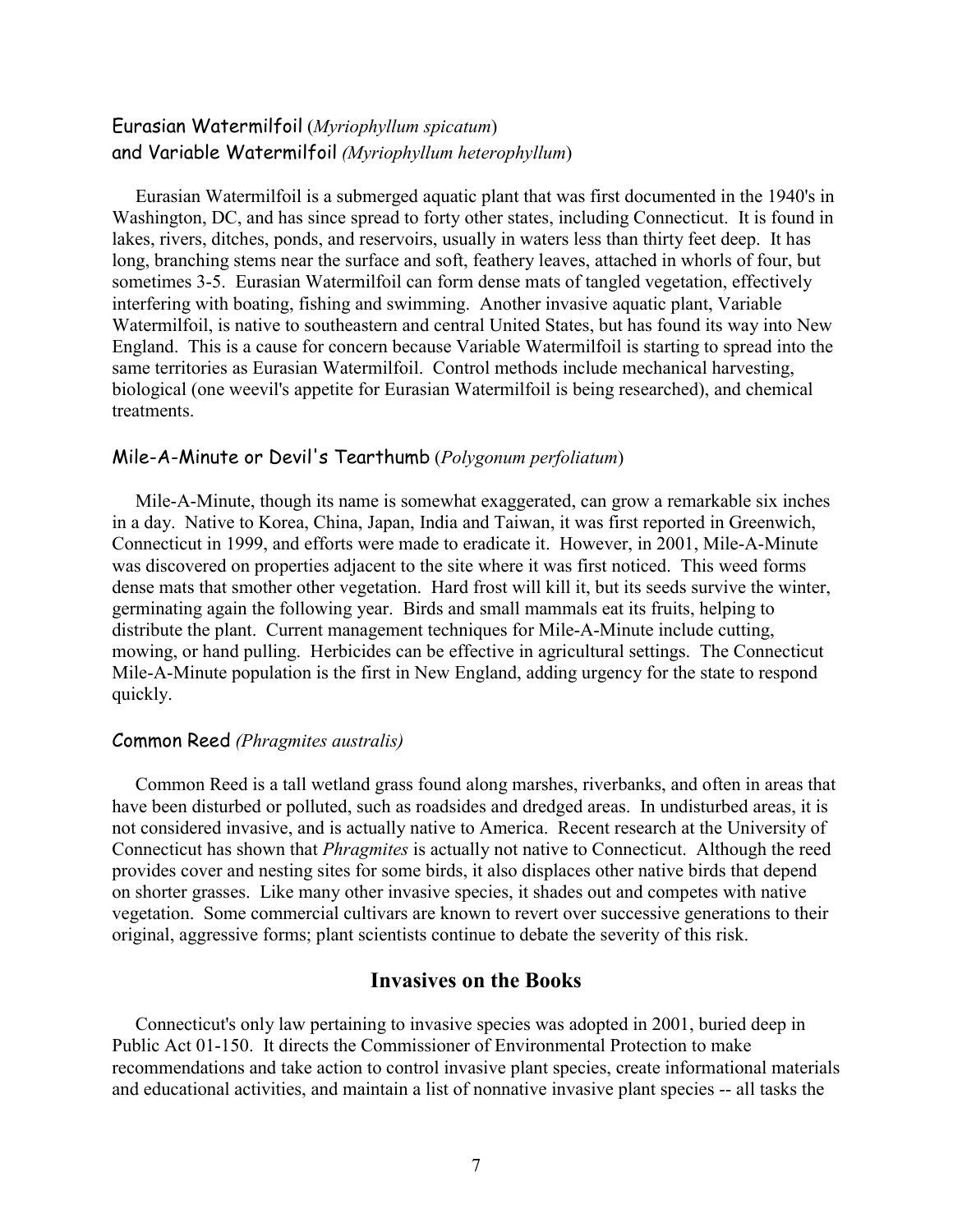### Eurasian Watermilfoil (*Myriophyllum spicatum*) and Variable Watermilfoil *(Myriophyllum heterophyllum*)

Eurasian Watermilfoil is a submerged aquatic plant that was first documented in the 1940's in Washington, DC, and has since spread to forty other states, including Connecticut. It is found in lakes, rivers, ditches, ponds, and reservoirs, usually in waters less than thirty feet deep. It has long, branching stems near the surface and soft, feathery leaves, attached in whorls of four, but sometimes 3-5. Eurasian Watermilfoil can form dense mats of tangled vegetation, effectively interfering with boating, fishing and swimming. Another invasive aquatic plant, Variable Watermilfoil, is native to southeastern and central United States, but has found its way into New England. This is a cause for concern because Variable Watermilfoil is starting to spread into the same territories as Eurasian Watermilfoil. Control methods include mechanical harvesting, biological (one weevil's appetite for Eurasian Watermilfoil is being researched), and chemical treatments.

### Mile-A-Minute or Devil's Tearthumb (*Polygonum perfoliatum*)

Mile-A-Minute, though its name is somewhat exaggerated, can grow a remarkable six inches in a day. Native to Korea, China, Japan, India and Taiwan, it was first reported in Greenwich, Connecticut in 1999, and efforts were made to eradicate it. However, in 2001, Mile-A-Minute was discovered on properties adjacent to the site where it was first noticed. This weed forms dense mats that smother other vegetation. Hard frost will kill it, but its seeds survive the winter, germinating again the following year. Birds and small mammals eat its fruits, helping to distribute the plant. Current management techniques for Mile-A-Minute include cutting, mowing, or hand pulling. Herbicides can be effective in agricultural settings. The Connecticut Mile-A-Minute population is the first in New England, adding urgency for the state to respond quickly.

### Common Reed *(Phragmites australis)*

Common Reed is a tall wetland grass found along marshes, riverbanks, and often in areas that have been disturbed or polluted, such as roadsides and dredged areas. In undisturbed areas, it is not considered invasive, and is actually native to America. Recent research at the University of Connecticut has shown that *Phragmites* is actually not native to Connecticut. Although the reed provides cover and nesting sites for some birds, it also displaces other native birds that depend on shorter grasses. Like many other invasive species, it shades out and competes with native vegetation. Some commercial cultivars are known to revert over successive generations to their original, aggressive forms; plant scientists continue to debate the severity of this risk.

## Invasives on the Books

Connecticut's only law pertaining to invasive species was adopted in 2001, buried deep in Public Act 01-150. It directs the Commissioner of Environmental Protection to make recommendations and take action to control invasive plant species, create informational materials and educational activities, and maintain a list of nonnative invasive plant species -- all tasks the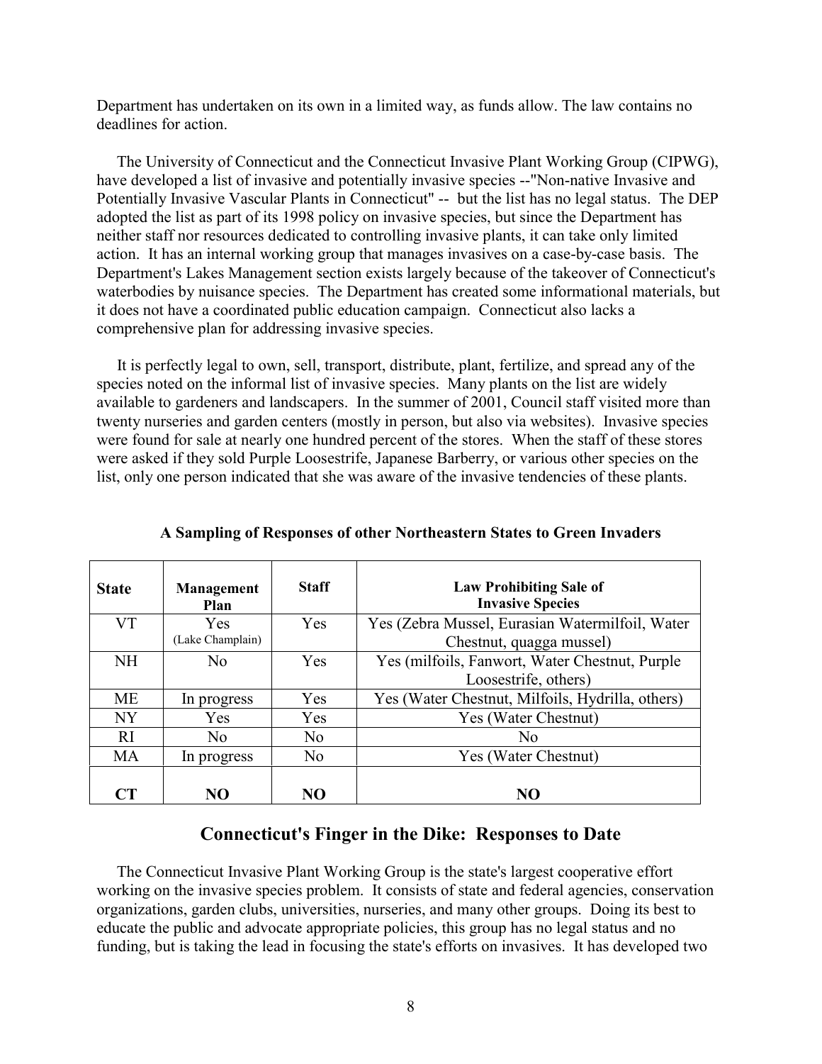Department has undertaken on its own in a limited way, as funds allow. The law contains no deadlines for action.

The University of Connecticut and the Connecticut Invasive Plant Working Group (CIPWG), have developed a list of invasive and potentially invasive species --"Non-native Invasive and Potentially Invasive Vascular Plants in Connecticut" -- but the list has no legal status. The DEP adopted the list as part of its 1998 policy on invasive species, but since the Department has neither staff nor resources dedicated to controlling invasive plants, it can take only limited action. It has an internal working group that manages invasives on a case-by-case basis. The Department's Lakes Management section exists largely because of the takeover of Connecticut's waterbodies by nuisance species. The Department has created some informational materials, but it does not have a coordinated public education campaign. Connecticut also lacks a comprehensive plan for addressing invasive species.

It is perfectly legal to own, sell, transport, distribute, plant, fertilize, and spread any of the species noted on the informal list of invasive species. Many plants on the list are widely available to gardeners and landscapers. In the summer of 2001, Council staff visited more than twenty nurseries and garden centers (mostly in person, but also via websites). Invasive species were found for sale at nearly one hundred percent of the stores. When the staff of these stores were asked if they sold Purple Loosestrife, Japanese Barberry, or various other species on the list, only one person indicated that she was aware of the invasive tendencies of these plants.

**A Sampling of Responses of other Northeastern States to Green Invaders**

| **State** | **Management Plan** | **Staff** | **Law Prohibiting Sale of Invasive Species** |
|---|---|---|---|
| VT | Yes (Lake Champlain) | Yes | Yes (Zebra Mussel, Eurasian Watermilfoil, Water Chestnut, quagga mussel) |
| NH | No | Yes | Yes (milfoils, Fanwort, Water Chestnut, Purple Loosestrife, others) |
| ME | In progress | Yes | Yes (Water Chestnut, Milfoils, Hydrilla, others) |
| NY | Yes | Yes | Yes (Water Chestnut) |
| RI | No | No | No |
| MA | In progress | No | Yes (Water Chestnut) |
| **CT** | **NO** | **NO** | **NO** |

## Connecticut's Finger in the Dike: Responses to Date

The Connecticut Invasive Plant Working Group is the state's largest cooperative effort working on the invasive species problem. It consists of state and federal agencies, conservation organizations, garden clubs, universities, nurseries, and many other groups. Doing its best to educate the public and advocate appropriate policies, this group has no legal status and no funding, but is taking the lead in focusing the state's efforts on invasives. It has developed two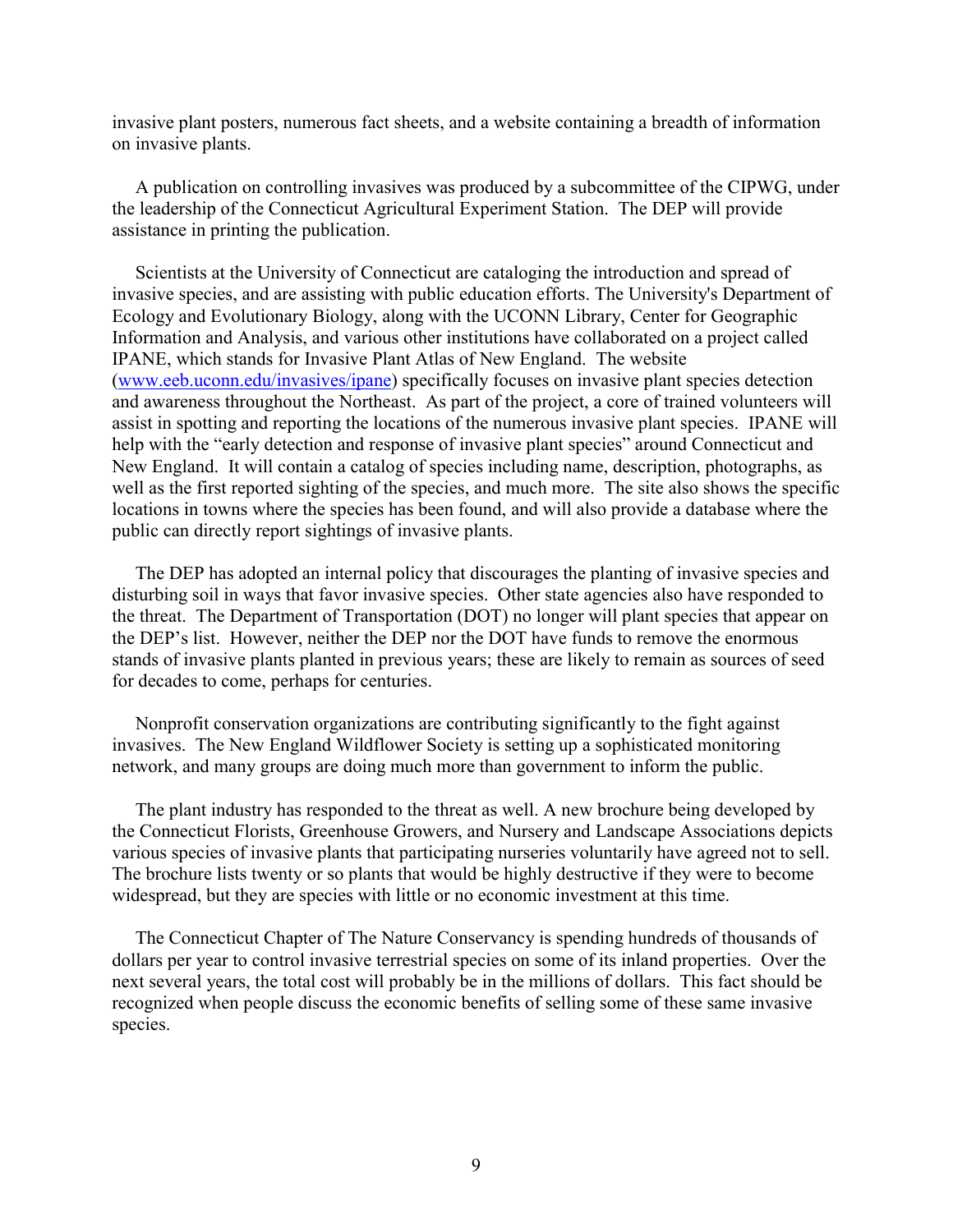invasive plant posters, numerous fact sheets, and a website containing a breadth of information on invasive plants.

A publication on controlling invasives was produced by a subcommittee of the CIPWG, under the leadership of the Connecticut Agricultural Experiment Station. The DEP will provide assistance in printing the publication.

Scientists at the University of Connecticut are cataloging the introduction and spread of invasive species, and are assisting with public education efforts. The University's Department of Ecology and Evolutionary Biology, along with the UCONN Library, Center for Geographic Information and Analysis, and various other institutions have collaborated on a project called IPANE, which stands for Invasive Plant Atlas of New England. The website ([www.eeb.uconn.edu/invasives/ipane](www.eeb.uconn.edu/invasives/ipane)) specifically focuses on invasive plant species detection and awareness throughout the Northeast. As part of the project, a core of trained volunteers will assist in spotting and reporting the locations of the numerous invasive plant species. IPANE will help with the "early detection and response of invasive plant species" around Connecticut and New England. It will contain a catalog of species including name, description, photographs, as well as the first reported sighting of the species, and much more. The site also shows the specific locations in towns where the species has been found, and will also provide a database where the public can directly report sightings of invasive plants.

The DEP has adopted an internal policy that discourages the planting of invasive species and disturbing soil in ways that favor invasive species. Other state agencies also have responded to the threat. The Department of Transportation (DOT) no longer will plant species that appear on the DEP's list. However, neither the DEP nor the DOT have funds to remove the enormous stands of invasive plants planted in previous years; these are likely to remain as sources of seed for decades to come, perhaps for centuries.

Nonprofit conservation organizations are contributing significantly to the fight against invasives. The New England Wildflower Society is setting up a sophisticated monitoring network, and many groups are doing much more than government to inform the public.

The plant industry has responded to the threat as well. A new brochure being developed by the Connecticut Florists, Greenhouse Growers, and Nursery and Landscape Associations depicts various species of invasive plants that participating nurseries voluntarily have agreed not to sell. The brochure lists twenty or so plants that would be highly destructive if they were to become widespread, but they are species with little or no economic investment at this time.

The Connecticut Chapter of The Nature Conservancy is spending hundreds of thousands of dollars per year to control invasive terrestrial species on some of its inland properties. Over the next several years, the total cost will probably be in the millions of dollars. This fact should be recognized when people discuss the economic benefits of selling some of these same invasive species.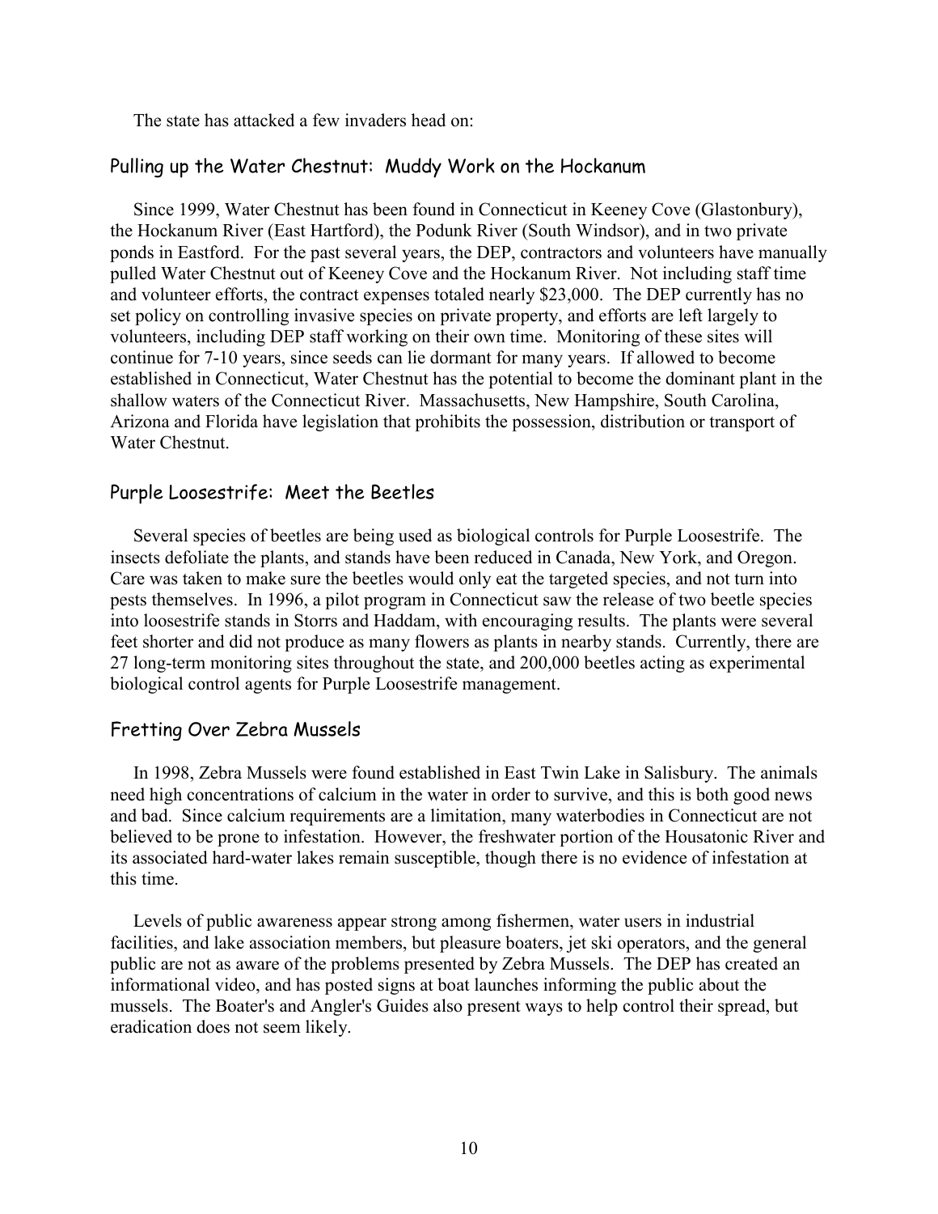The state has attacked a few invaders head on:

## Pulling up the Water Chestnut: Muddy Work on the Hockanum

Since 1999, Water Chestnut has been found in Connecticut in Keeney Cove (Glastonbury), the Hockanum River (East Hartford), the Podunk River (South Windsor), and in two private ponds in Eastford. For the past several years, the DEP, contractors and volunteers have manually pulled Water Chestnut out of Keeney Cove and the Hockanum River. Not including staff time and volunteer efforts, the contract expenses totaled nearly $23,000. The DEP currently has no set policy on controlling invasive species on private property, and efforts are left largely to volunteers, including DEP staff working on their own time. Monitoring of these sites will continue for 7-10 years, since seeds can lie dormant for many years. If allowed to become established in Connecticut, Water Chestnut has the potential to become the dominant plant in the shallow waters of the Connecticut River. Massachusetts, New Hampshire, South Carolina, Arizona and Florida have legislation that prohibits the possession, distribution or transport of Water Chestnut.

## Purple Loosestrife: Meet the Beetles

Several species of beetles are being used as biological controls for Purple Loosestrife. The insects defoliate the plants, and stands have been reduced in Canada, New York, and Oregon. Care was taken to make sure the beetles would only eat the targeted species, and not turn into pests themselves. In 1996, a pilot program in Connecticut saw the release of two beetle species into loosestrife stands in Storrs and Haddam, with encouraging results. The plants were several feet shorter and did not produce as many flowers as plants in nearby stands. Currently, there are 27 long-term monitoring sites throughout the state, and 200,000 beetles acting as experimental biological control agents for Purple Loosestrife management.

## Fretting Over Zebra Mussels

In 1998, Zebra Mussels were found established in East Twin Lake in Salisbury. The animals need high concentrations of calcium in the water in order to survive, and this is both good news and bad. Since calcium requirements are a limitation, many waterbodies in Connecticut are not believed to be prone to infestation. However, the freshwater portion of the Housatonic River and its associated hard-water lakes remain susceptible, though there is no evidence of infestation at this time.

Levels of public awareness appear strong among fishermen, water users in industrial facilities, and lake association members, but pleasure boaters, jet ski operators, and the general public are not as aware of the problems presented by Zebra Mussels. The DEP has created an informational video, and has posted signs at boat launches informing the public about the mussels. The Boater's and Angler's Guides also present ways to help control their spread, but eradication does not seem likely.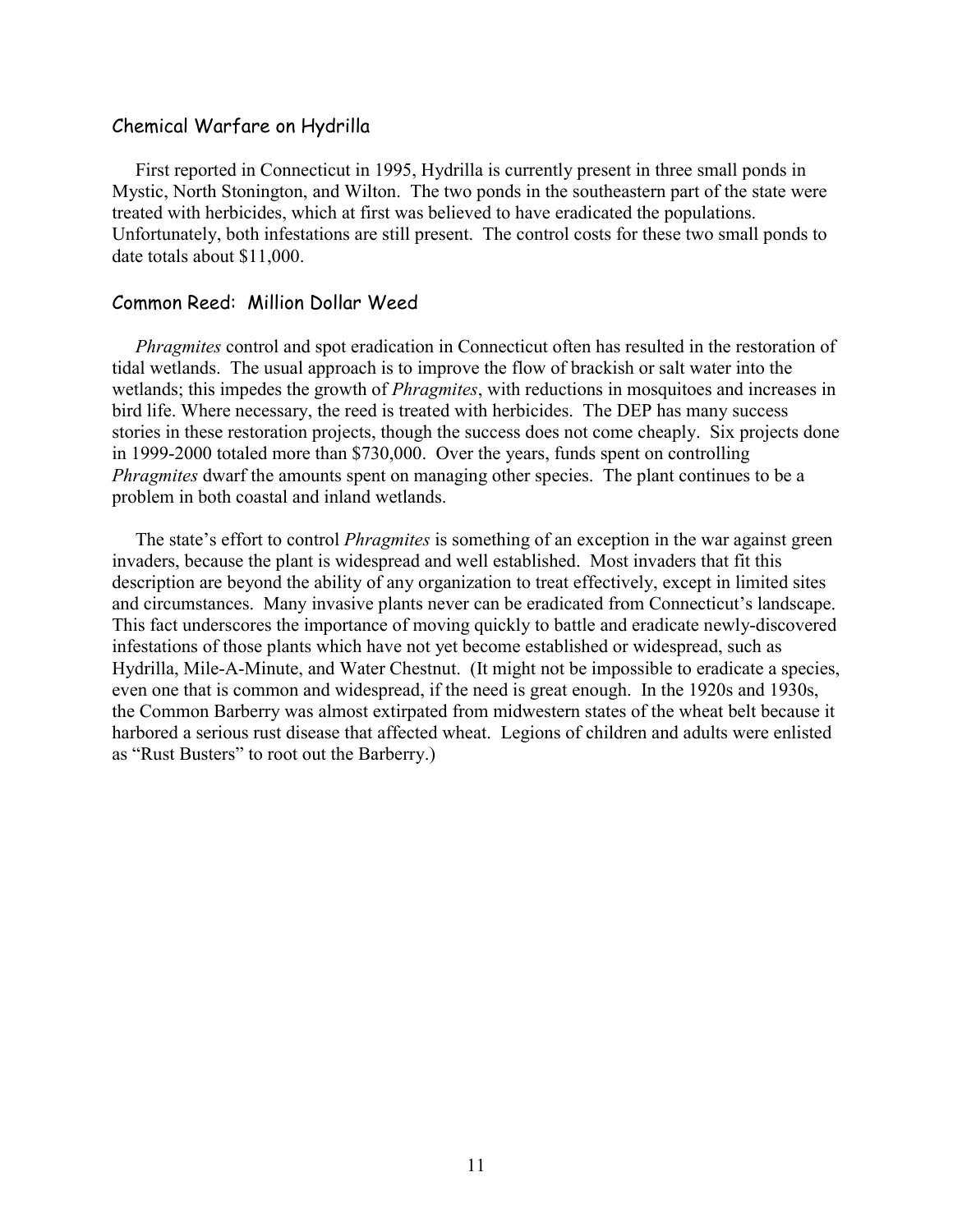## Chemical Warfare on Hydrilla

First reported in Connecticut in 1995, Hydrilla is currently present in three small ponds in Mystic, North Stonington, and Wilton. The two ponds in the southeastern part of the state were treated with herbicides, which at first was believed to have eradicated the populations. Unfortunately, both infestations are still present. The control costs for these two small ponds to date totals about $11,000.

## Common Reed: Million Dollar Weed

*Phragmites* control and spot eradication in Connecticut often has resulted in the restoration of tidal wetlands. The usual approach is to improve the flow of brackish or salt water into the wetlands; this impedes the growth of *Phragmites*, with reductions in mosquitoes and increases in bird life. Where necessary, the reed is treated with herbicides. The DEP has many success stories in these restoration projects, though the success does not come cheaply. Six projects done in 1999-2000 totaled more than $730,000. Over the years, funds spent on controlling *Phragmites* dwarf the amounts spent on managing other species. The plant continues to be a problem in both coastal and inland wetlands.

The state's effort to control *Phragmites* is something of an exception in the war against green invaders, because the plant is widespread and well established. Most invaders that fit this description are beyond the ability of any organization to treat effectively, except in limited sites and circumstances. Many invasive plants never can be eradicated from Connecticut's landscape. This fact underscores the importance of moving quickly to battle and eradicate newly-discovered infestations of those plants which have not yet become established or widespread, such as Hydrilla, Mile-A-Minute, and Water Chestnut. (It might not be impossible to eradicate a species, even one that is common and widespread, if the need is great enough. In the 1920s and 1930s, the Common Barberry was almost extirpated from midwestern states of the wheat belt because it harbored a serious rust disease that affected wheat. Legions of children and adults were enlisted as "Rust Busters" to root out the Barberry.)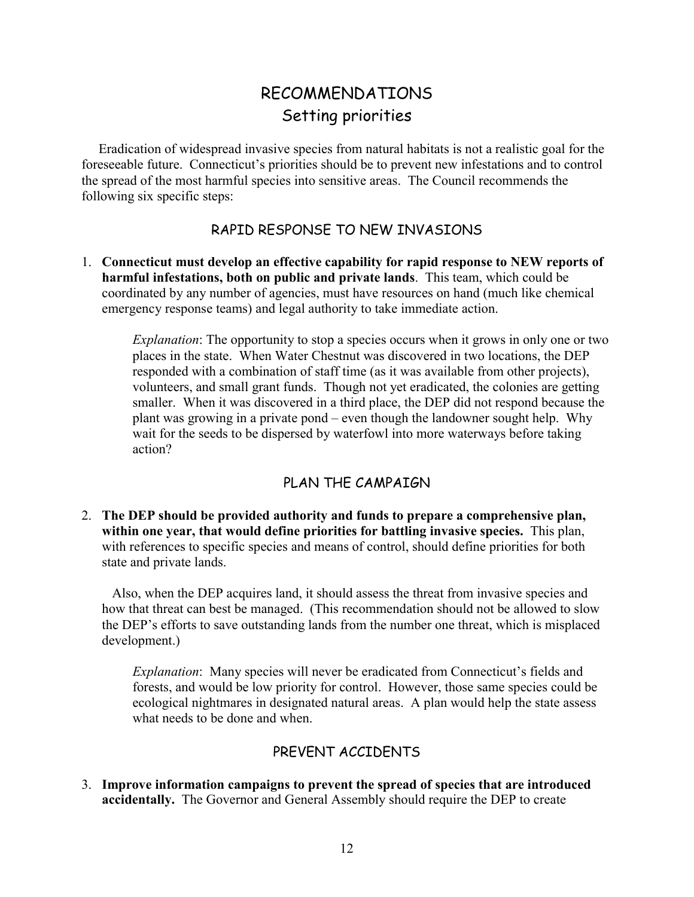# RECOMMENDATIONS
## Setting priorities

Eradication of widespread invasive species from natural habitats is not a realistic goal for the foreseeable future. Connecticut's priorities should be to prevent new infestations and to control the spread of the most harmful species into sensitive areas. The Council recommends the following six specific steps:

### RAPID RESPONSE TO NEW INVASIONS

1. **Connecticut must develop an effective capability for rapid response to NEW reports of harmful infestations, both on public and private lands**. This team, which could be coordinated by any number of agencies, must have resources on hand (much like chemical emergency response teams) and legal authority to take immediate action.

   *Explanation*: The opportunity to stop a species occurs when it grows in only one or two places in the state. When Water Chestnut was discovered in two locations, the DEP responded with a combination of staff time (as it was available from other projects), volunteers, and small grant funds. Though not yet eradicated, the colonies are getting smaller. When it was discovered in a third place, the DEP did not respond because the plant was growing in a private pond – even though the landowner sought help. Why wait for the seeds to be dispersed by waterfowl into more waterways before taking action?

### PLAN THE CAMPAIGN

2. **The DEP should be provided authority and funds to prepare a comprehensive plan, within one year, that would define priorities for battling invasive species.** This plan, with references to specific species and means of control, should define priorities for both state and private lands.

   Also, when the DEP acquires land, it should assess the threat from invasive species and how that threat can best be managed. (This recommendation should not be allowed to slow the DEP's efforts to save outstanding lands from the number one threat, which is misplaced development.)

   *Explanation*: Many species will never be eradicated from Connecticut's fields and forests, and would be low priority for control. However, those same species could be ecological nightmares in designated natural areas. A plan would help the state assess what needs to be done and when.

### PREVENT ACCIDENTS

3. **Improve information campaigns to prevent the spread of species that are introduced accidentally.** The Governor and General Assembly should require the DEP to create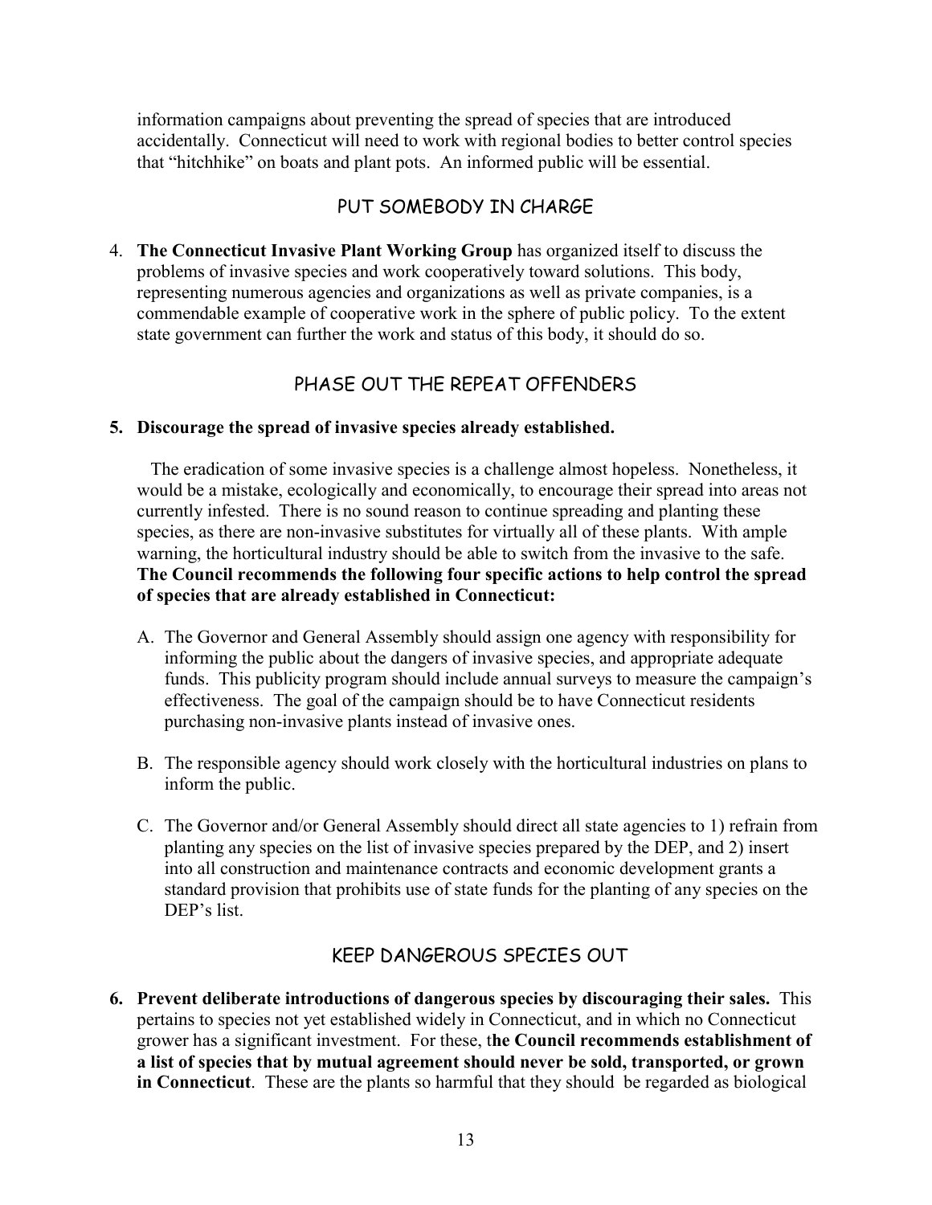information campaigns about preventing the spread of species that are introduced accidentally. Connecticut will need to work with regional bodies to better control species that "hitchhike" on boats and plant pots. An informed public will be essential.

## PUT SOMEBODY IN CHARGE

4. **The Connecticut Invasive Plant Working Group** has organized itself to discuss the problems of invasive species and work cooperatively toward solutions. This body, representing numerous agencies and organizations as well as private companies, is a commendable example of cooperative work in the sphere of public policy. To the extent state government can further the work and status of this body, it should do so.

## PHASE OUT THE REPEAT OFFENDERS

5. **Discourage the spread of invasive species already established.**

   The eradication of some invasive species is a challenge almost hopeless. Nonetheless, it would be a mistake, ecologically and economically, to encourage their spread into areas not currently infested. There is no sound reason to continue spreading and planting these species, as there are non-invasive substitutes for virtually all of these plants. With ample warning, the horticultural industry should be able to switch from the invasive to the safe. **The Council recommends the following four specific actions to help control the spread of species that are already established in Connecticut:**

   A. The Governor and General Assembly should assign one agency with responsibility for informing the public about the dangers of invasive species, and appropriate adequate funds. This publicity program should include annual surveys to measure the campaign's effectiveness. The goal of the campaign should be to have Connecticut residents purchasing non-invasive plants instead of invasive ones.

   B. The responsible agency should work closely with the horticultural industries on plans to inform the public.

   C. The Governor and/or General Assembly should direct all state agencies to 1) refrain from planting any species on the list of invasive species prepared by the DEP, and 2) insert into all construction and maintenance contracts and economic development grants a standard provision that prohibits use of state funds for the planting of any species on the DEP's list.

## KEEP DANGEROUS SPECIES OUT

6. **Prevent deliberate introductions of dangerous species by discouraging their sales.** This pertains to species not yet established widely in Connecticut, and in which no Connecticut grower has a significant investment. For these, t**he Council recommends establishment of a list of species that by mutual agreement should never be sold, transported, or grown in Connecticut**. These are the plants so harmful that they should be regarded as biological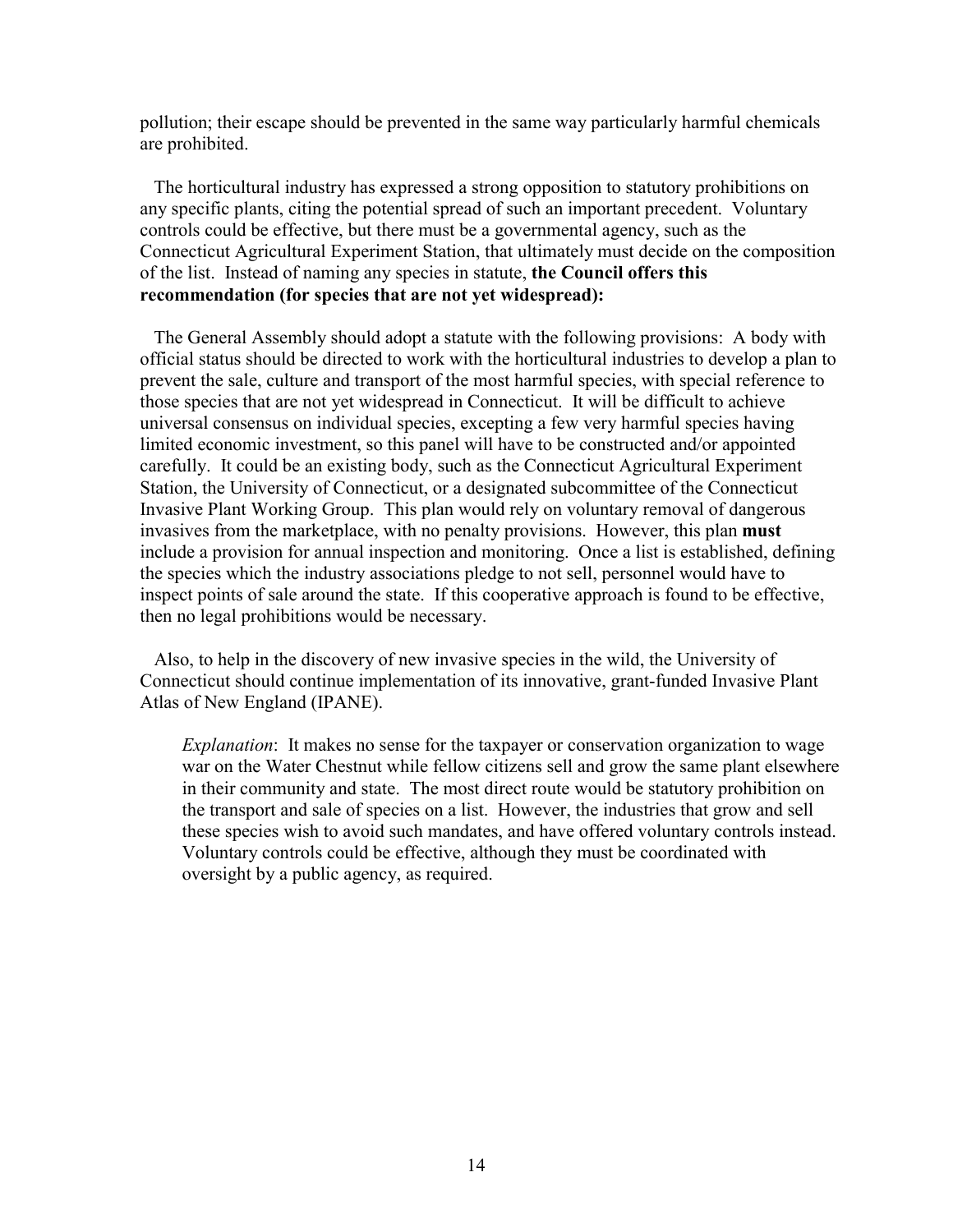pollution; their escape should be prevented in the same way particularly harmful chemicals are prohibited.

The horticultural industry has expressed a strong opposition to statutory prohibitions on any specific plants, citing the potential spread of such an important precedent. Voluntary controls could be effective, but there must be a governmental agency, such as the Connecticut Agricultural Experiment Station, that ultimately must decide on the composition of the list. Instead of naming any species in statute, **the Council offers this recommendation (for species that are not yet widespread):**

The General Assembly should adopt a statute with the following provisions: A body with official status should be directed to work with the horticultural industries to develop a plan to prevent the sale, culture and transport of the most harmful species, with special reference to those species that are not yet widespread in Connecticut. It will be difficult to achieve universal consensus on individual species, excepting a few very harmful species having limited economic investment, so this panel will have to be constructed and/or appointed carefully. It could be an existing body, such as the Connecticut Agricultural Experiment Station, the University of Connecticut, or a designated subcommittee of the Connecticut Invasive Plant Working Group. This plan would rely on voluntary removal of dangerous invasives from the marketplace, with no penalty provisions. However, this plan **must** include a provision for annual inspection and monitoring. Once a list is established, defining the species which the industry associations pledge to not sell, personnel would have to inspect points of sale around the state. If this cooperative approach is found to be effective, then no legal prohibitions would be necessary.

Also, to help in the discovery of new invasive species in the wild, the University of Connecticut should continue implementation of its innovative, grant-funded Invasive Plant Atlas of New England (IPANE).

> *Explanation*: It makes no sense for the taxpayer or conservation organization to wage war on the Water Chestnut while fellow citizens sell and grow the same plant elsewhere in their community and state. The most direct route would be statutory prohibition on the transport and sale of species on a list. However, the industries that grow and sell these species wish to avoid such mandates, and have offered voluntary controls instead. Voluntary controls could be effective, although they must be coordinated with oversight by a public agency, as required.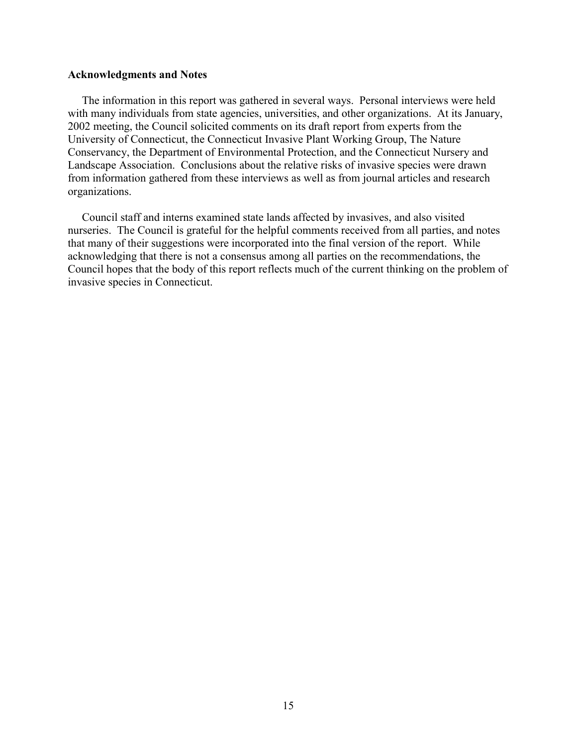**Acknowledgments and Notes**

The information in this report was gathered in several ways. Personal interviews were held with many individuals from state agencies, universities, and other organizations. At its January, 2002 meeting, the Council solicited comments on its draft report from experts from the University of Connecticut, the Connecticut Invasive Plant Working Group, The Nature Conservancy, the Department of Environmental Protection, and the Connecticut Nursery and Landscape Association. Conclusions about the relative risks of invasive species were drawn from information gathered from these interviews as well as from journal articles and research organizations.

Council staff and interns examined state lands affected by invasives, and also visited nurseries. The Council is grateful for the helpful comments received from all parties, and notes that many of their suggestions were incorporated into the final version of the report. While acknowledging that there is not a consensus among all parties on the recommendations, the Council hopes that the body of this report reflects much of the current thinking on the problem of invasive species in Connecticut.